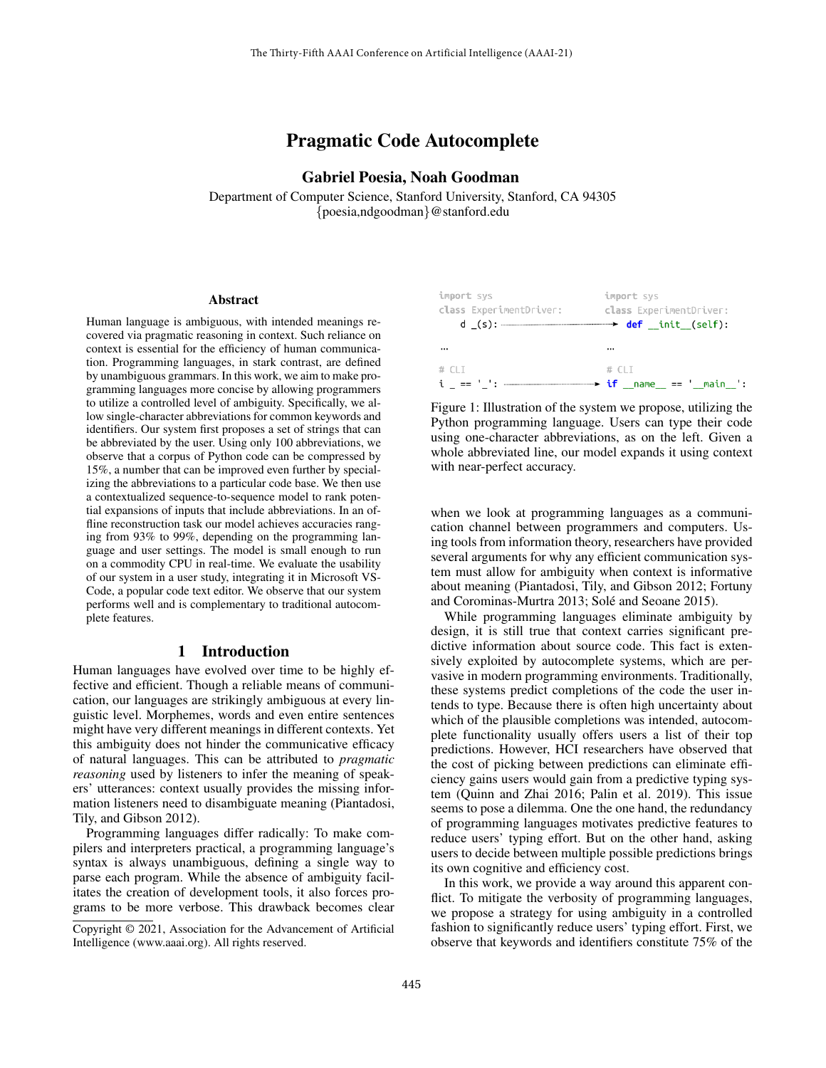# Pragmatic Code Autocomplete

**Gabriel Poesia, Noah Goodman**

Department of Computer Science, Stanford University, Stanford, CA 94305
{poesia,ndgoodman}@stanford.edu

## Abstract

Human language is ambiguous, with intended meanings recovered via pragmatic reasoning in context. Such reliance on context is essential for the efficiency of human communication. Programming languages, in stark contrast, are defined by unambiguous grammars. In this work, we aim to make programming languages more concise by allowing programmers to utilize a controlled level of ambiguity. Specifically, we allow single-character abbreviations for common keywords and identifiers. Our system first proposes a set of strings that can be abbreviated by the user. Using only 100 abbreviations, we observe that a corpus of Python code can be compressed by 15%, a number that can be improved even further by specializing the abbreviations to a particular code base. We then use a contextualized sequence-to-sequence model to rank potential expansions of inputs that include abbreviations. In an offline reconstruction task our model achieves accuracies ranging from 93% to 99%, depending on the programming language and user settings. The model is small enough to run on a commodity CPU in real-time. We evaluate the usability of our system in a user study, integrating it in Microsoft VSCode, a popular code text editor. We observe that our system performs well and is complementary to traditional autocomplete features.

## 1 Introduction

Human languages have evolved over time to be highly effective and efficient. Though a reliable means of communication, our languages are strikingly ambiguous at every linguistic level. Morphemes, words and even entire sentences might have very different meanings in different contexts. Yet this ambiguity does not hinder the communicative efficacy of natural languages. This can be attributed to *pragmatic reasoning* used by listeners to infer the meaning of speakers' utterances: context usually provides the missing information listeners need to disambiguate meaning (Piantadosi, Tily, and Gibson 2012).

Programming languages differ radically: To make compilers and interpreters practical, a programming language's syntax is always unambiguous, defining a single way to parse each program. While the absence of ambiguity facilitates the creation of development tools, it also forces programs to be more verbose. This drawback becomes clear when we look at programming languages as a communication channel between programmers and computers. Using tools from information theory, researchers have provided several arguments for why any efficient communication system must allow for ambiguity when context is informative about meaning (Piantadosi, Tily, and Gibson 2012; Fortuny and Corominas-Murtra 2013; Solé and Seoane 2015).

```
import sys                        import sys
class ExperimentDriver:           class ExperimentDriver:
    d _(s): ------------------->      def __init__(self):

...                               ...

# CLI                             # CLI
i _ == '_': ------------------->  if __name__ == '__main__':
```

Figure 1: Illustration of the system we propose, utilizing the Python programming language. Users can type their code using one-character abbreviations, as on the left. Given a whole abbreviated line, our model expands it using context with near-perfect accuracy.

While programming languages eliminate ambiguity by design, it is still true that context carries significant predictive information about source code. This fact is extensively exploited by autocomplete systems, which are pervasive in modern programming environments. Traditionally, these systems predict completions of the code the user intends to type. Because there is often high uncertainty about which of the plausible completions was intended, autocomplete functionality usually offers users a list of their top predictions. However, HCI researchers have observed that the cost of picking between predictions can eliminate efficiency gains users would gain from a predictive typing system (Quinn and Zhai 2016; Palin et al. 2019). This issue seems to pose a dilemma. One the one hand, the redundancy of programming languages motivates predictive features to reduce users' typing effort. But on the other hand, asking users to decide between multiple possible predictions brings its own cognitive and efficiency cost.

In this work, we provide a way around this apparent conflict. To mitigate the verbosity of programming languages, we propose a strategy for using ambiguity in a controlled fashion to significantly reduce users' typing effort. First, we observe that keywords and identifiers constitute 75% of the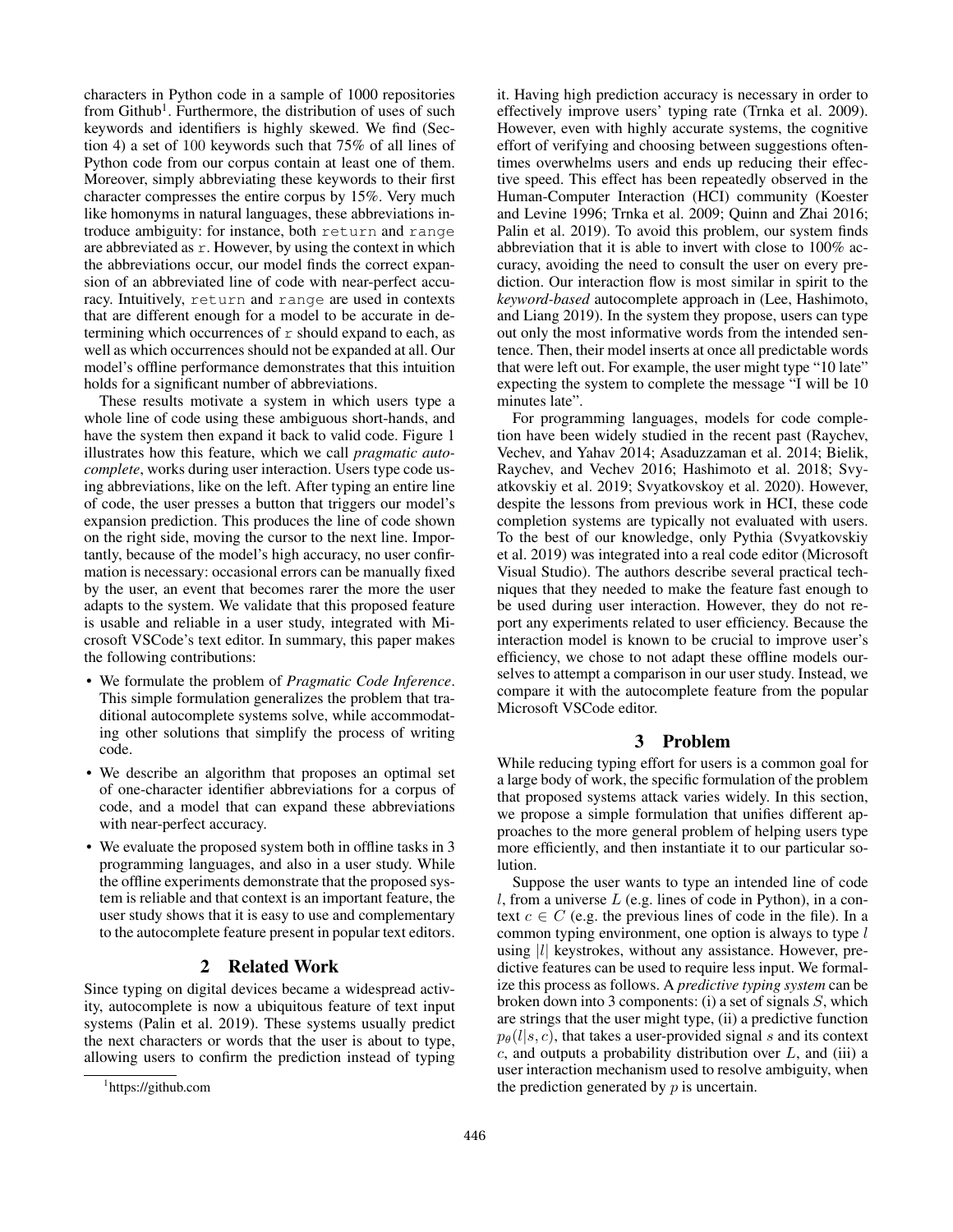characters in Python code in a sample of 1000 repositories from Github[1]. Furthermore, the distribution of uses of such keywords and identifiers is highly skewed. We find (Section 4) a set of 100 keywords such that 75% of all lines of Python code from our corpus contain at least one of them. Moreover, simply abbreviating these keywords to their first character compresses the entire corpus by 15%. Very much like homonyms in natural languages, these abbreviations introduce ambiguity: for instance, both `return` and `range` are abbreviated as `r`. However, by using the context in which the abbreviations occur, our model finds the correct expansion of an abbreviated line of code with near-perfect accuracy. Intuitively, `return` and `range` are used in contexts that are different enough for a model to be accurate in determining which occurrences of `r` should expand to each, as well as which occurrences should not be expanded at all. Our model's offline performance demonstrates that this intuition holds for a significant number of abbreviations.

These results motivate a system in which users type a whole line of code using these ambiguous short-hands, and have the system then expand it back to valid code. Figure 1 illustrates how this feature, which we call *pragmatic autocomplete*, works during user interaction. Users type code using abbreviations, like on the left. After typing an entire line of code, the user presses a button that triggers our model's expansion prediction. This produces the line of code shown on the right side, moving the cursor to the next line. Importantly, because of the model's high accuracy, no user confirmation is necessary: occasional errors can be manually fixed by the user, an event that becomes rarer the more the user adapts to the system. We validate that this proposed feature is usable and reliable in a user study, integrated with Microsoft VSCode's text editor. In summary, this paper makes the following contributions:

- We formulate the problem of *Pragmatic Code Inference*. This simple formulation generalizes the problem that traditional autocomplete systems solve, while accommodating other solutions that simplify the process of writing code.
- We describe an algorithm that proposes an optimal set of one-character identifier abbreviations for a corpus of code, and a model that can expand these abbreviations with near-perfect accuracy.
- We evaluate the proposed system both in offline tasks in 3 programming languages, and also in a user study. While the offline experiments demonstrate that the proposed system is reliable and that context is an important feature, the user study shows that it is easy to use and complementary to the autocomplete feature present in popular text editors.

## 2 Related Work

Since typing on digital devices became a widespread activity, autocomplete is now a ubiquitous feature of text input systems (Palin et al. 2019). These systems usually predict the next characters or words that the user is about to type, allowing users to confirm the prediction instead of typing it. Having high prediction accuracy is necessary in order to effectively improve users' typing rate (Trnka et al. 2009). However, even with highly accurate systems, the cognitive effort of verifying and choosing between suggestions oftentimes overwhelms users and ends up reducing their effective speed. This effect has been repeatedly observed in the Human-Computer Interaction (HCI) community (Koester and Levine 1996; Trnka et al. 2009; Quinn and Zhai 2016; Palin et al. 2019). To avoid this problem, our system finds abbreviation that it is able to invert with close to 100% accuracy, avoiding the need to consult the user on every prediction. Our interaction flow is most similar in spirit to the *keyword-based* autocomplete approach in (Lee, Hashimoto, and Liang 2019). In the system they propose, users can type out only the most informative words from the intended sentence. Then, their model inserts at once all predictable words that were left out. For example, the user might type "10 late" expecting the system to complete the message "I will be 10 minutes late".

For programming languages, models for code completion have been widely studied in the recent past (Raychev, Vechev, and Yahav 2014; Asaduzzaman et al. 2014; Bielik, Raychev, and Vechev 2016; Hashimoto et al. 2018; Svyatkovskiy et al. 2019; Svyatkovskoy et al. 2020). However, despite the lessons from previous work in HCI, these code completion systems are typically not evaluated with users. To the best of our knowledge, only Pythia (Svyatkovskiy et al. 2019) was integrated into a real code editor (Microsoft Visual Studio). The authors describe several practical techniques that they needed to make the feature fast enough to be used during user interaction. However, they do not report any experiments related to user efficiency. Because the interaction model is known to be crucial to improve user's efficiency, we chose to not adapt these offline models ourselves to attempt a comparison in our user study. Instead, we compare it with the autocomplete feature from the popular Microsoft VSCode editor.

## 3 Problem

While reducing typing effort for users is a common goal for a large body of work, the specific formulation of the problem that proposed systems attack varies widely. In this section, we propose a simple formulation that unifies different approaches to the more general problem of helping users type more efficiently, and then instantiate it to our particular solution.

Suppose the user wants to type an intended line of code $l$, from a universe $L$ (e.g. lines of code in Python), in a context $c \in C$ (e.g. the previous lines of code in the file). In a common typing environment, one option is always to type $l$ using $|l|$ keystrokes, without any assistance. However, predictive features can be used to require less input. We formalize this process as follows. A *predictive typing system* can be broken down into 3 components: (i) a set of signals $S$, which are strings that the user might type, (ii) a predictive function $p_\theta(l|s, c)$, that takes a user-provided signal $s$ and its context $c$, and outputs a probability distribution over $L$, and (iii) a user interaction mechanism used to resolve ambiguity, when the prediction generated by $p$ is uncertain.

[1] https://github.com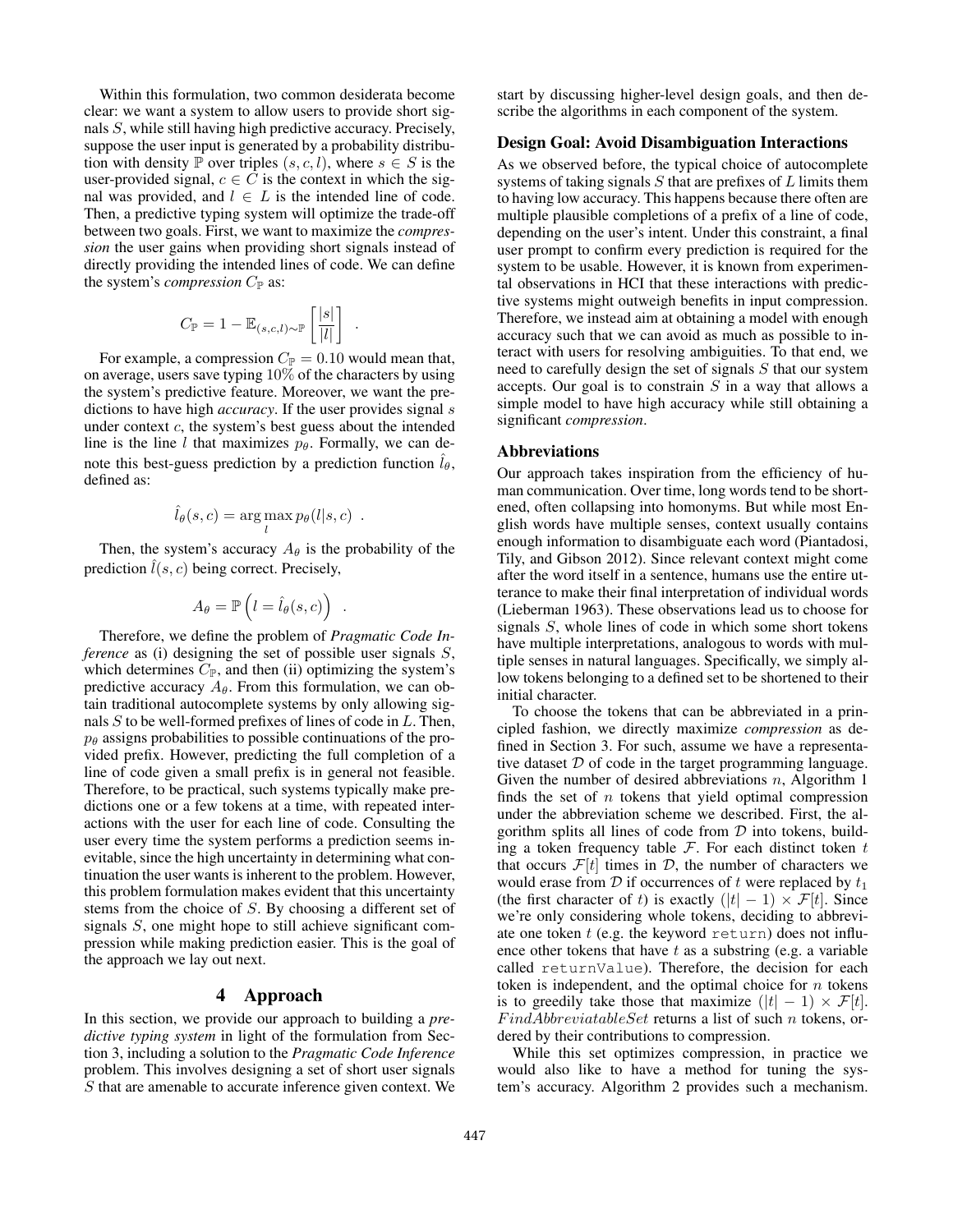Within this formulation, two common desiderata become clear: we want a system to allow users to provide short signals $S$, while still having high predictive accuracy. Precisely, suppose the user input is generated by a probability distribution with density $\mathbb{P}$ over triples $(s, c, l)$, where $s \in S$ is the user-provided signal, $c \in C$ is the context in which the signal was provided, and $l \in L$ is the intended line of code. Then, a predictive typing system will optimize the trade-off between two goals. First, we want to maximize the *compression* the user gains when providing short signals instead of directly providing the intended lines of code. We can define the system's *compression* $C_{\mathbb{P}}$ as:

$$C_{\mathbb{P}} = 1 - \mathbb{E}_{(s,c,l)\sim\mathbb{P}}\left[\frac{|s|}{|l|}\right] \quad .$$

For example, a compression $C_{\mathbb{P}} = 0.10$ would mean that, on average, users save typing 10% of the characters by using the system's predictive feature. Moreover, we want the predictions to have high *accuracy*. If the user provides signal $s$ under context $c$, the system's best guess about the intended line is the line $l$ that maximizes $p_\theta$. Formally, we can denote this best-guess prediction by a prediction function $\hat{l}_\theta$, defined as:

$$\hat{l}_\theta(s, c) = \arg\max_l p_\theta(l|s, c) \quad .$$

Then, the system's accuracy $A_\theta$ is the probability of the prediction $\hat{l}(s, c)$ being correct. Precisely,

$$A_\theta = \mathbb{P}\left(l = \hat{l}_\theta(s, c)\right) \quad .$$

Therefore, we define the problem of *Pragmatic Code Inference* as (i) designing the set of possible user signals $S$, which determines $C_{\mathbb{P}}$, and then (ii) optimizing the system's predictive accuracy $A_\theta$. From this formulation, we can obtain traditional autocomplete systems by only allowing signals $S$ to be well-formed prefixes of lines of code in $L$. Then, $p_\theta$ assigns probabilities to possible continuations of the provided prefix. However, predicting the full completion of a line of code given a small prefix is in general not feasible. Therefore, to be practical, such systems typically make predictions one or a few tokens at a time, with repeated interactions with the user for each line of code. Consulting the user every time the system performs a prediction seems inevitable, since the high uncertainty in determining what continuation the user wants is inherent to the problem. However, this problem formulation makes evident that this uncertainty stems from the choice of $S$. By choosing a different set of signals $S$, one might hope to still achieve significant compression while making prediction easier. This is the goal of the approach we lay out next.

# 4 Approach

In this section, we provide our approach to building a *predictive typing system* in light of the formulation from Section 3, including a solution to the *Pragmatic Code Inference* problem. This involves designing a set of short user signals $S$ that are amenable to accurate inference given context. We start by discussing higher-level design goals, and then describe the algorithms in each component of the system.

## Design Goal: Avoid Disambiguation Interactions

As we observed before, the typical choice of autocomplete systems of taking signals $S$ that are prefixes of $L$ limits them to having low accuracy. This happens because there often are multiple plausible completions of a prefix of a line of code, depending on the user's intent. Under this constraint, a final user prompt to confirm every prediction is required for the system to be usable. However, it is known from experimental observations in HCI that these interactions with predictive systems might outweigh benefits in input compression. Therefore, we instead aim at obtaining a model with enough accuracy such that we can avoid as much as possible to interact with users for resolving ambiguities. To that end, we need to carefully design the set of signals $S$ that our system accepts. Our goal is to constrain $S$ in a way that allows a simple model to have high accuracy while still obtaining a significant *compression*.

## Abbreviations

Our approach takes inspiration from the efficiency of human communication. Over time, long words tend to be shortened, often collapsing into homonyms. But while most English words have multiple senses, context usually contains enough information to disambiguate each word (Piantadosi, Tily, and Gibson 2012). Since relevant context might come after the word itself in a sentence, humans use the entire utterance to make their final interpretation of individual words (Lieberman 1963). These observations lead us to choose for signals $S$, whole lines of code in which some short tokens have multiple interpretations, analogous to words with multiple senses in natural languages. Specifically, we simply allow tokens belonging to a defined set to be shortened to their initial character.

To choose the tokens that can be abbreviated in a principled fashion, we directly maximize *compression* as defined in Section 3. For such, assume we have a representative dataset $\mathcal{D}$ of code in the target programming language. Given the number of desired abbreviations $n$, Algorithm 1 finds the set of $n$ tokens that yield optimal compression under the abbreviation scheme we described. First, the algorithm splits all lines of code from $\mathcal{D}$ into tokens, building a token frequency table $\mathcal{F}$. For each distinct token $t$ that occurs $\mathcal{F}[t]$ times in $\mathcal{D}$, the number of characters we would erase from $\mathcal{D}$ if occurrences of $t$ were replaced by $t_1$ (the first character of $t$) is exactly $(|t| - 1) \times \mathcal{F}[t]$. Since we're only considering whole tokens, deciding to abbreviate one token $t$ (e.g. the keyword `return`) does not influence other tokens that have $t$ as a substring (e.g. a variable called `returnValue`). Therefore, the decision for each token is independent, and the optimal choice for $n$ tokens is to greedily take those that maximize $(|t| - 1) \times \mathcal{F}[t]$. $FindAbbreviatableSet$ returns a list of such $n$ tokens, ordered by their contributions to compression.

While this set optimizes compression, in practice we would also like to have a method for tuning the system's accuracy. Algorithm 2 provides such a mechanism.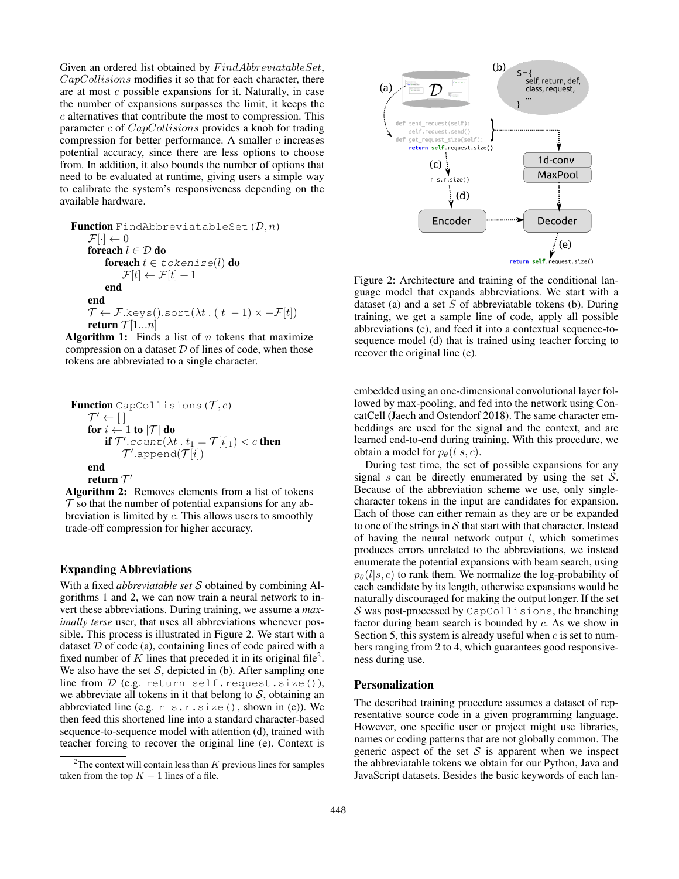Given an ordered list obtained by *FindAbbreviatableSet*, *CapCollisions* modifies it so that for each character, there are at most $c$ possible expansions for it. Naturally, in case the number of expansions surpasses the limit, it keeps the $c$ alternatives that contribute the most to compression. This parameter $c$ of *CapCollisions* provides a knob for trading compression for better performance. A smaller $c$ increases potential accuracy, since there are less options to choose from. In addition, it also bounds the number of options that need to be evaluated at runtime, giving users a simple way to calibrate the system's responsiveness depending on the available hardware.

```
Function FindAbbreviatableSet(D, n)
    F[·] ← 0
    foreach l ∈ D do
        foreach t ∈ tokenize(l) do
            F[t] ← F[t] + 1
        end
    end
    T ← F.keys().sort(λt . (|t| − 1) × −F[t])
    return T[1...n]
```

**Algorithm 1:** Finds a list of $n$ tokens that maximize compression on a dataset $\mathcal{D}$ of lines of code, when those tokens are abbreviated to a single character.

```
Function CapCollisions(T, c)
    T' ← [ ]
    for i ← 1 to |T| do
        if T'.count(λt . t_1 = T[i]_1) < c then
            T'.append(T[i])
    end
    return T'
```

**Algorithm 2:** Removes elements from a list of tokens $\mathcal{T}$ so that the number of potential expansions for any abbreviation is limited by $c$. This allows users to smoothly trade-off compression for higher accuracy.

## Expanding Abbreviations

With a fixed *abbreviatable set* $\mathcal{S}$ obtained by combining Algorithms 1 and 2, we can now train a neural network to invert these abbreviations. During training, we assume a *maximally terse* user, that uses all abbreviations whenever possible. This process is illustrated in Figure 2. We start with a dataset $\mathcal{D}$ of code (a), containing lines of code paired with a fixed number of $K$ lines that preceded it in its original file[2]. We also have the set $\mathcal{S}$, depicted in (b). After sampling one line from $\mathcal{D}$ (e.g. `return self.request.size()`), we abbreviate all tokens in it that belong to $\mathcal{S}$, obtaining an abbreviated line (e.g. `r s.r.size()`, shown in (c)). We then feed this shortened line into a standard character-based sequence-to-sequence model with attention (d), trained with teacher forcing to recover the original line (e). Context is

[2]The context will contain less than $K$ previous lines for samples taken from the top $K - 1$ lines of a file.

Figure 2: Architecture and training of the conditional language model that expands abbreviations. We start with a dataset (a) and a set $S$ of abbreviatable tokens (b). During training, we get a sample line of code, apply all possible abbreviations (c), and feed it into a contextual sequence-to-sequence model (d) that is trained using teacher forcing to recover the original line (e).

embedded using an one-dimensional convolutional layer followed by max-pooling, and fed into the network using ConcatCell (Jaech and Ostendorf 2018). The same character embeddings are used for the signal and the context, and are learned end-to-end during training. With this procedure, we obtain a model for $p_\theta(l|s, c)$.

During test time, the set of possible expansions for any signal $s$ can be directly enumerated by using the set $\mathcal{S}$. Because of the abbreviation scheme we use, only single-character tokens in the input are candidates for expansion. Each of those can either remain as they are or be expanded to one of the strings in $\mathcal{S}$ that start with that character. Instead of having the neural network output $l$, which sometimes produces errors unrelated to the abbreviations, we instead enumerate the potential expansions with beam search, using $p_\theta(l|s, c)$ to rank them. We normalize the log-probability of each candidate by its length, otherwise expansions would be naturally discouraged for making the output longer. If the set $\mathcal{S}$ was post-processed by `CapCollisions`, the branching factor during beam search is bounded by $c$. As we show in Section 5, this system is already useful when $c$ is set to numbers ranging from 2 to 4, which guarantees good responsiveness during use.

## Personalization

The described training procedure assumes a dataset of representative source code in a given programming language. However, one specific user or project might use libraries, names or coding patterns that are not globally common. The generic aspect of the set $\mathcal{S}$ is apparent when we inspect the abbreviatable tokens we obtain for our Python, Java and JavaScript datasets. Besides the basic keywords of each lan-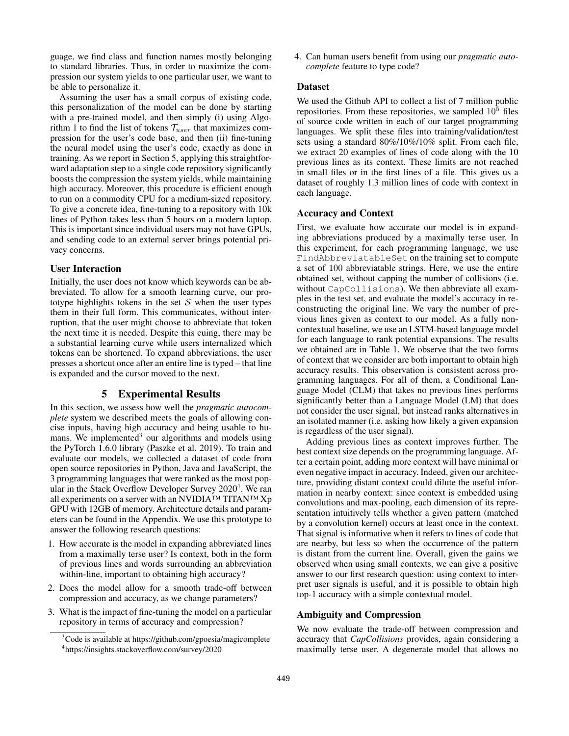guage, we find class and function names mostly belonging to standard libraries. Thus, in order to maximize the compression our system yields to one particular user, we want to be able to personalize it.

Assuming the user has a small corpus of existing code, this personalization of the model can be done by starting with a pre-trained model, and then simply (i) using Algorithm 1 to find the list of tokens $\mathcal{T}_{user}$ that maximizes compression for the user's code base, and then (ii) fine-tuning the neural model using the user's code, exactly as done in training. As we report in Section 5, applying this straightforward adaptation step to a single code repository significantly boosts the compression the system yields, while maintaining high accuracy. Moreover, this procedure is efficient enough to run on a commodity CPU for a medium-sized repository. To give a concrete idea, fine-tuning to a repository with 10k lines of Python takes less than 5 hours on a modern laptop. This is important since individual users may not have GPUs, and sending code to an external server brings potential privacy concerns.

### User Interaction

Initially, the user does not know which keywords can be abbreviated. To allow for a smooth learning curve, our prototype highlights tokens in the set $\mathcal{S}$ when the user types them in their full form. This communicates, without interruption, that the user might choose to abbreviate that token the next time it is needed. Despite this cuing, there may be a substantial learning curve while users internalized which tokens can be shortened. To expand abbreviations, the user presses a shortcut once after an entire line is typed – that line is expanded and the cursor moved to the next.

## 5 Experimental Results

In this section, we assess how well the *pragmatic autocomplete* system we described meets the goals of allowing concise inputs, having high accuracy and being usable to humans. We implemented[3] our algorithms and models using the PyTorch 1.6.0 library (Paszke et al. 2019). To train and evaluate our models, we collected a dataset of code from open source repositories in Python, Java and JavaScript, the 3 programming languages that were ranked as the most popular in the Stack Overflow Developer Survey 2020[4]. We ran all experiments on a server with an NVIDIA™ TITAN™ Xp GPU with 12GB of memory. Architecture details and parameters can be found in the Appendix. We use this prototype to answer the following research questions:

1. How accurate is the model in expanding abbreviated lines from a maximally terse user? Is context, both in the form of previous lines and words surrounding an abbreviation within-line, important to obtaining high accuracy?
2. Does the model allow for a smooth trade-off between compression and accuracy, as we change parameters?
3. What is the impact of fine-tuning the model on a particular repository in terms of accuracy and compression?
4. Can human users benefit from using our *pragmatic autocomplete* feature to type code?

[3] Code is available at https://github.com/gpoesia/magicomplete
[4] https://insights.stackoverflow.com/survey/2020

### Dataset

We used the Github API to collect a list of 7 million public repositories. From these repositories, we sampled $10^5$ files of source code written in each of our target programming languages. We split these files into training/validation/test sets using a standard 80%/10%/10% split. From each file, we extract 20 examples of lines of code along with the 10 previous lines as its context. These limits are not reached in small files or in the first lines of a file. This gives us a dataset of roughly 1.3 million lines of code with context in each language.

### Accuracy and Context

First, we evaluate how accurate our model is in expanding abbreviations produced by a maximally terse user. In this experiment, for each programming language, we use `FindAbbreviatableSet` on the training set to compute a set of 100 abbreviatable strings. Here, we use the entire obtained set, without capping the number of collisions (i.e. without `CapCollisions`). We then abbreviate all examples in the test set, and evaluate the model's accuracy in reconstructing the original line. We vary the number of previous lines given as context to our model. As a fully non-contextual baseline, we use an LSTM-based language model for each language to rank potential expansions. The results we obtained are in Table 1. We observe that the two forms of context that we consider are both important to obtain high accuracy results. This observation is consistent across programming languages. For all of them, a Conditional Language Model (CLM) that takes no previous lines performs significantly better than a Language Model (LM) that does not consider the user signal, but instead ranks alternatives in an isolated manner (i.e. asking how likely a given expansion is regardless of the user signal).

Adding previous lines as context improves further. The best context size depends on the programming language. After a certain point, adding more context will have minimal or even negative impact in accuracy. Indeed, given our architecture, providing distant context could dilute the useful information in nearby context: since context is embedded using convolutions and max-pooling, each dimension of its representation intuitively tells whether a given pattern (matched by a convolution kernel) occurs at least once in the context. That signal is informative when it refers to lines of code that are nearby, but less so when the occurrence of the pattern is distant from the current line. Overall, given the gains we observed when using small contexts, we can give a positive answer to our first research question: using context to interpret user signals is useful, and it is possible to obtain high top-1 accuracy with a simple contextual model.

### Ambiguity and Compression

We now evaluate the trade-off between compression and accuracy that *CapCollisions* provides, again considering a maximally terse user. A degenerate model that allows no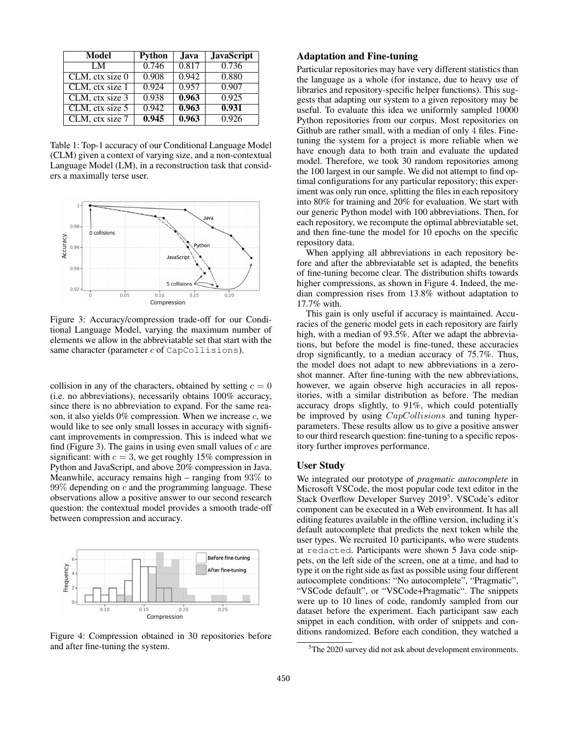| Model | Python | Java | JavaScript |
|---|---|---|---|
| LM | 0.746 | 0.817 | 0.736 |
| CLM, ctx size 0 | 0.908 | 0.942 | 0.880 |
| CLM, ctx size 1 | 0.924 | 0.957 | 0.907 |
| CLM, ctx size 3 | 0.938 | **0.963** | 0.925 |
| CLM, ctx size 5 | 0.942 | **0.963** | **0.931** |
| CLM, ctx size 7 | **0.945** | **0.963** | 0.926 |

Table 1: Top-1 accuracy of our Conditional Language Model (CLM) given a context of varying size, and a non-contextual Language Model (LM), in a reconstruction task that considers a maximally terse user.

Figure 3: Accuracy/compression trade-off for our Conditional Language Model, varying the maximum number of elements we allow in the abbreviatable set that start with the same character (parameter $c$ of `CapCollisions`).

collision in any of the characters, obtained by setting $c = 0$ (i.e. no abbreviations), necessarily obtains 100% accuracy, since there is no abbreviation to expand. For the same reason, it also yields 0% compression. When we increase $c$, we would like to see only small losses in accuracy with significant improvements in compression. This is indeed what we find (Figure 3). The gains in using even small values of $c$ are significant: with $c = 3$, we get roughly 15% compression in Python and JavaScript, and above 20% compression in Java. Meanwhile, accuracy remains high – ranging from $93\%$ to $99\%$ depending on $c$ and the programming language. These observations allow a positive answer to our second research question: the contextual model provides a smooth trade-off between compression and accuracy.

Figure 4: Compression obtained in 30 repositories before and after fine-tuning the system.

### Adaptation and Fine-tuning

Particular repositories may have very different statistics than the language as a whole (for instance, due to heavy use of libraries and repository-specific helper functions). This suggests that adapting our system to a given repository may be useful. To evaluate this idea we uniformly sampled 10000 Python repositories from our corpus. Most repositories on Github are rather small, with a median of only 4 files. Fine-tuning the system for a project is more reliable when we have enough data to both train and evaluate the updated model. Therefore, we took 30 random repositories among the 100 largest in our sample. We did not attempt to find optimal configurations for any particular repository; this experiment was only run once, splitting the files in each repository into 80% for training and 20% for evaluation. We start with our generic Python model with 100 abbreviations. Then, for each repository, we recompute the optimal abbreviatable set, and then fine-tune the model for 10 epochs on the specific repository data.

When applying all abbreviations in each repository before and after the abbreviatable set is adapted, the benefits of fine-tuning become clear. The distribution shifts towards higher compressions, as shown in Figure 4. Indeed, the median compression rises from 13.8% without adaptation to 17.7% with.

This gain is only useful if accuracy is maintained. Accuracies of the generic model gets in each repository are fairly high, with a median of 93.5%. After we adapt the abbreviations, but before the model is fine-tuned, these accuracies drop significantly, to a median accuracy of 75.7%. Thus, the model does not adapt to new abbreviations in a zero-shot manner. After fine-tuning with the new abbreviations, however, we again observe high accuracies in all repositories, with a similar distribution as before. The median accuracy drops slightly, to 91%, which could potentially be improved by using $CapCollisions$ and tuning hyperparameters. These results allow us to give a positive answer to our third research question: fine-tuning to a specific repository further improves performance.

### User Study

We integrated our prototype of *pragmatic autocomplete* in Microsoft VSCode, the most popular code text editor in the Stack Overflow Developer Survey 2019[5]. VSCode's editor component can be executed in a Web environment. It has all editing features available in the offline version, including it's default autocomplete that predicts the next token while the user types. We recruited 10 participants, who were students at `redacted`. Participants were shown 5 Java code snippets, on the left side of the screen, one at a time, and had to type it on the right side as fast as possible using four different autocomplete conditions: "No autocomplete", "Pragmatic", "VSCode default", or "VSCode+Pragmatic". The snippets were up to 10 lines of code, randomly sampled from our dataset before the experiment. Each participant saw each snippet in each condition, with order of snippets and conditions randomized. Before each condition, they watched a

[5]The 2020 survey did not ask about development environments.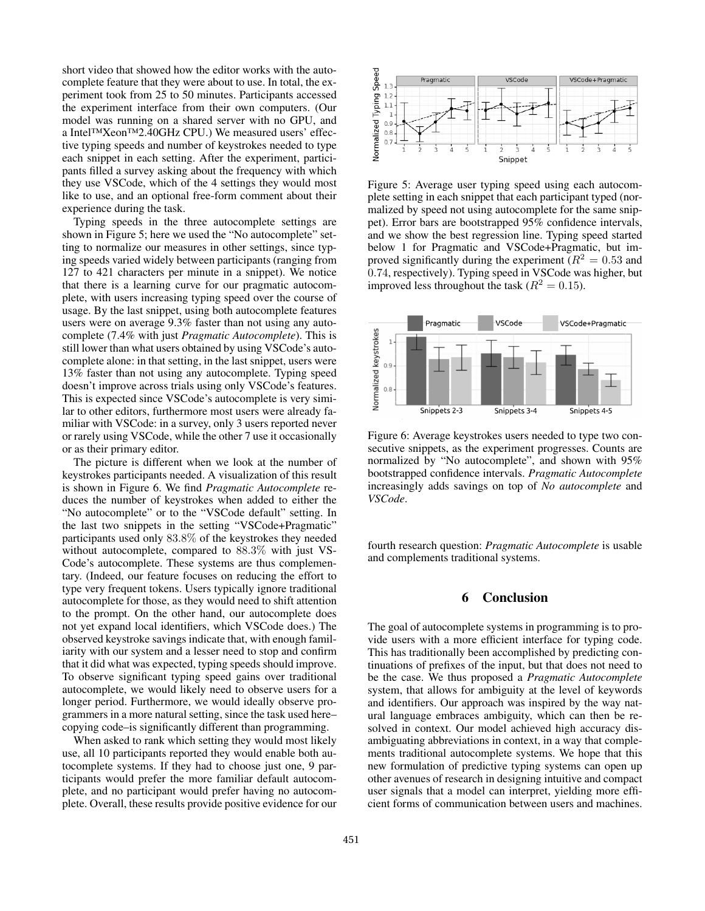short video that showed how the editor works with the autocomplete feature that they were about to use. In total, the experiment took from 25 to 50 minutes. Participants accessed the experiment interface from their own computers. (Our model was running on a shared server with no GPU, and a Intel™Xeon™2.40GHz CPU.) We measured users' effective typing speeds and number of keystrokes needed to type each snippet in each setting. After the experiment, participants filled a survey asking about the frequency with which they use VSCode, which of the 4 settings they would most like to use, and an optional free-form comment about their experience during the task.

Typing speeds in the three autocomplete settings are shown in Figure 5; here we used the "No autocomplete" setting to normalize our measures in other settings, since typing speeds varied widely between participants (ranging from 127 to 421 characters per minute in a snippet). We notice that there is a learning curve for our pragmatic autocomplete, with users increasing typing speed over the course of usage. By the last snippet, using both autocomplete features users were on average 9.3% faster than not using any autocomplete (7.4% with just *Pragmatic Autocomplete*). This is still lower than what users obtained by using VSCode's autocomplete alone: in that setting, in the last snippet, users were 13% faster than not using any autocomplete. Typing speed doesn't improve across trials using only VSCode's features. This is expected since VSCode's autocomplete is very similar to other editors, furthermore most users were already familiar with VSCode: in a survey, only 3 users reported never or rarely using VSCode, while the other 7 use it occasionally or as their primary editor.

The picture is different when we look at the number of keystrokes participants needed. A visualization of this result is shown in Figure 6. We find *Pragmatic Autocomplete* reduces the number of keystrokes when added to either the "No autocomplete" or to the "VSCode default" setting. In the last two snippets in the setting "VSCode+Pragmatic" participants used only 83.8% of the keystrokes they needed without autocomplete, compared to 88.3% with just VSCode's autocomplete. These systems are thus complementary. (Indeed, our feature focuses on reducing the effort to type very frequent tokens. Users typically ignore traditional autocomplete for those, as they would need to shift attention to the prompt. On the other hand, our autocomplete does not yet expand local identifiers, which VSCode does.) The observed keystroke savings indicate that, with enough familiarity with our system and a lesser need to stop and confirm that it did what was expected, typing speeds should improve. To observe significant typing speed gains over traditional autocomplete, we would likely need to observe users for a longer period. Furthermore, we would ideally observe programmers in a more natural setting, since the task used here–copying code–is significantly different than programming.

When asked to rank which setting they would most likely use, all 10 participants reported they would enable both autocomplete systems. If they had to choose just one, 9 participants would prefer the more familiar default autocomplete, and no participant would prefer having no autocomplete. Overall, these results provide positive evidence for our fourth research question: *Pragmatic Autocomplete* is usable and complements traditional systems.

Figure 5: Average user typing speed using each autocomplete setting in each snippet that each participant typed (normalized by speed not using autocomplete for the same snippet). Error bars are bootstrapped 95% confidence intervals, and we show the best regression line. Typing speed started below 1 for Pragmatic and VSCode+Pragmatic, but improved significantly during the experiment ($R^2 = 0.53$ and 0.74, respectively). Typing speed in VSCode was higher, but improved less throughout the task ($R^2 = 0.15$).

Figure 6: Average keystrokes users needed to type two consecutive snippets, as the experiment progresses. Counts are normalized by "No autocomplete", and shown with 95% bootstrapped confidence intervals. *Pragmatic Autocomplete* increasingly adds savings on top of *No autocomplete* and *VSCode*.

## 6 Conclusion

The goal of autocomplete systems in programming is to provide users with a more efficient interface for typing code. This has traditionally been accomplished by predicting continuations of prefixes of the input, but that does not need to be the case. We thus proposed a *Pragmatic Autocomplete* system, that allows for ambiguity at the level of keywords and identifiers. Our approach was inspired by the way natural language embraces ambiguity, which can then be resolved in context. Our model achieved high accuracy disambiguating abbreviations in context, in a way that complements traditional autocomplete systems. We hope that this new formulation of predictive typing systems can open up other avenues of research in designing intuitive and compact user signals that a model can interpret, yielding more efficient forms of communication between users and machines.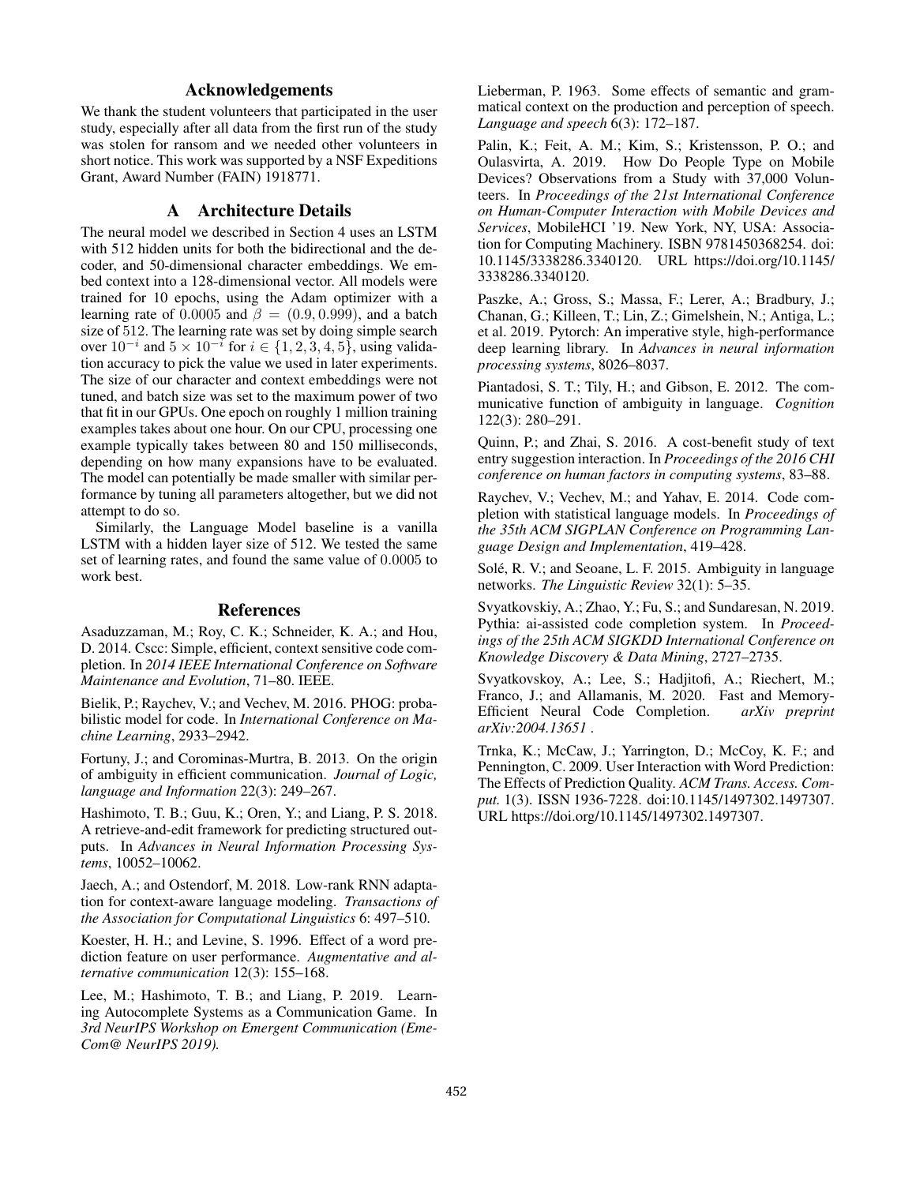## Acknowledgements

We thank the student volunteers that participated in the user study, especially after all data from the first run of the study was stolen for ransom and we needed other volunteers in short notice. This work was supported by a NSF Expeditions Grant, Award Number (FAIN) 1918771.

## A Architecture Details

The neural model we described in Section 4 uses an LSTM with 512 hidden units for both the bidirectional and the decoder, and 50-dimensional character embeddings. We embed context into a 128-dimensional vector. All models were trained for 10 epochs, using the Adam optimizer with a learning rate of $0.0005$ and $\beta = (0.9, 0.999)$, and a batch size of $512$. The learning rate was set by doing simple search over $10^{-i}$ and $5 \times 10^{-i}$ for $i \in \{1, 2, 3, 4, 5\}$, using validation accuracy to pick the value we used in later experiments. The size of our character and context embeddings were not tuned, and batch size was set to the maximum power of two that fit in our GPUs. One epoch on roughly 1 million training examples takes about one hour. On our CPU, processing one example typically takes between 80 and 150 milliseconds, depending on how many expansions have to be evaluated. The model can potentially be made smaller with similar performance by tuning all parameters altogether, but we did not attempt to do so.

Similarly, the Language Model baseline is a vanilla LSTM with a hidden layer size of 512. We tested the same set of learning rates, and found the same value of $0.0005$ to work best.

## References

Asaduzzaman, M.; Roy, C. K.; Schneider, K. A.; and Hou, D. 2014. Cscc: Simple, efficient, context sensitive code completion. In *2014 IEEE International Conference on Software Maintenance and Evolution*, 71–80. IEEE.

Bielik, P.; Raychev, V.; and Vechev, M. 2016. PHOG: probabilistic model for code. In *International Conference on Machine Learning*, 2933–2942.

Fortuny, J.; and Corominas-Murtra, B. 2013. On the origin of ambiguity in efficient communication. *Journal of Logic, language and Information* 22(3): 249–267.

Hashimoto, T. B.; Guu, K.; Oren, Y.; and Liang, P. S. 2018. A retrieve-and-edit framework for predicting structured outputs. In *Advances in Neural Information Processing Systems*, 10052–10062.

Jaech, A.; and Ostendorf, M. 2018. Low-rank RNN adaptation for context-aware language modeling. *Transactions of the Association for Computational Linguistics* 6: 497–510.

Koester, H. H.; and Levine, S. 1996. Effect of a word prediction feature on user performance. *Augmentative and alternative communication* 12(3): 155–168.

Lee, M.; Hashimoto, T. B.; and Liang, P. 2019. Learning Autocomplete Systems as a Communication Game. In *3rd NeurIPS Workshop on Emergent Communication (EmeCom@ NeurIPS 2019).*

Lieberman, P. 1963. Some effects of semantic and grammatical context on the production and perception of speech. *Language and speech* 6(3): 172–187.

Palin, K.; Feit, A. M.; Kim, S.; Kristensson, P. O.; and Oulasvirta, A. 2019. How Do People Type on Mobile Devices? Observations from a Study with 37,000 Volunteers. In *Proceedings of the 21st International Conference on Human-Computer Interaction with Mobile Devices and Services*, MobileHCI '19. New York, NY, USA: Association for Computing Machinery. ISBN 9781450368254. doi: 10.1145/3338286.3340120. URL https://doi.org/10.1145/3338286.3340120.

Paszke, A.; Gross, S.; Massa, F.; Lerer, A.; Bradbury, J.; Chanan, G.; Killeen, T.; Lin, Z.; Gimelshein, N.; Antiga, L.; et al. 2019. Pytorch: An imperative style, high-performance deep learning library. In *Advances in neural information processing systems*, 8026–8037.

Piantadosi, S. T.; Tily, H.; and Gibson, E. 2012. The communicative function of ambiguity in language. *Cognition* 122(3): 280–291.

Quinn, P.; and Zhai, S. 2016. A cost-benefit study of text entry suggestion interaction. In *Proceedings of the 2016 CHI conference on human factors in computing systems*, 83–88.

Raychev, V.; Vechev, M.; and Yahav, E. 2014. Code completion with statistical language models. In *Proceedings of the 35th ACM SIGPLAN Conference on Programming Language Design and Implementation*, 419–428.

Solé, R. V.; and Seoane, L. F. 2015. Ambiguity in language networks. *The Linguistic Review* 32(1): 5–35.

Svyatkovskiy, A.; Zhao, Y.; Fu, S.; and Sundaresan, N. 2019. Pythia: ai-assisted code completion system. In *Proceedings of the 25th ACM SIGKDD International Conference on Knowledge Discovery & Data Mining*, 2727–2735.

Svyatkovskoy, A.; Lee, S.; Hadjitofi, A.; Riechert, M.; Franco, J.; and Allamanis, M. 2020. Fast and Memory-Efficient Neural Code Completion. *arXiv preprint arXiv:2004.13651* .

Trnka, K.; McCaw, J.; Yarrington, D.; McCoy, K. F.; and Pennington, C. 2009. User Interaction with Word Prediction: The Effects of Prediction Quality. *ACM Trans. Access. Comput.* 1(3). ISSN 1936-7228. doi:10.1145/1497302.1497307. URL https://doi.org/10.1145/1497302.1497307.